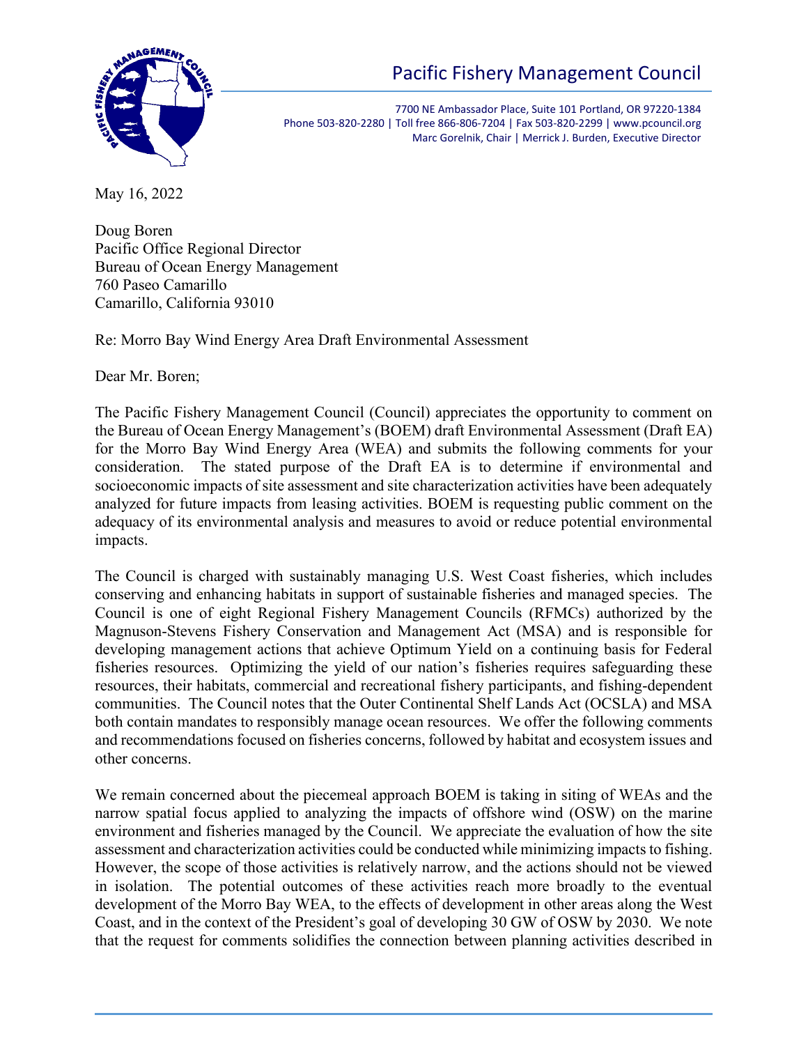# Pacific Fishery Management Council

7700 NE Ambassador Place, Suite 101 Portland, OR 97220-1384
Phone 503-820-2280 | Toll free 866-806-7204 | Fax 503-820-2299 | www.pcouncil.org
Marc Gorelnik, Chair | Merrick J. Burden, Executive Director

May 16, 2022

Doug Boren
Pacific Office Regional Director
Bureau of Ocean Energy Management
760 Paseo Camarillo
Camarillo, California 93010

Re: Morro Bay Wind Energy Area Draft Environmental Assessment

Dear Mr. Boren;

The Pacific Fishery Management Council (Council) appreciates the opportunity to comment on the Bureau of Ocean Energy Management's (BOEM) draft Environmental Assessment (Draft EA) for the Morro Bay Wind Energy Area (WEA) and submits the following comments for your consideration. The stated purpose of the Draft EA is to determine if environmental and socioeconomic impacts of site assessment and site characterization activities have been adequately analyzed for future impacts from leasing activities. BOEM is requesting public comment on the adequacy of its environmental analysis and measures to avoid or reduce potential environmental impacts.

The Council is charged with sustainably managing U.S. West Coast fisheries, which includes conserving and enhancing habitats in support of sustainable fisheries and managed species. The Council is one of eight Regional Fishery Management Councils (RFMCs) authorized by the Magnuson-Stevens Fishery Conservation and Management Act (MSA) and is responsible for developing management actions that achieve Optimum Yield on a continuing basis for Federal fisheries resources. Optimizing the yield of our nation's fisheries requires safeguarding these resources, their habitats, commercial and recreational fishery participants, and fishing-dependent communities. The Council notes that the Outer Continental Shelf Lands Act (OCSLA) and MSA both contain mandates to responsibly manage ocean resources. We offer the following comments and recommendations focused on fisheries concerns, followed by habitat and ecosystem issues and other concerns.

We remain concerned about the piecemeal approach BOEM is taking in siting of WEAs and the narrow spatial focus applied to analyzing the impacts of offshore wind (OSW) on the marine environment and fisheries managed by the Council. We appreciate the evaluation of how the site assessment and characterization activities could be conducted while minimizing impacts to fishing. However, the scope of those activities is relatively narrow, and the actions should not be viewed in isolation. The potential outcomes of these activities reach more broadly to the eventual development of the Morro Bay WEA, to the effects of development in other areas along the West Coast, and in the context of the President's goal of developing 30 GW of OSW by 2030. We note that the request for comments solidifies the connection between planning activities described in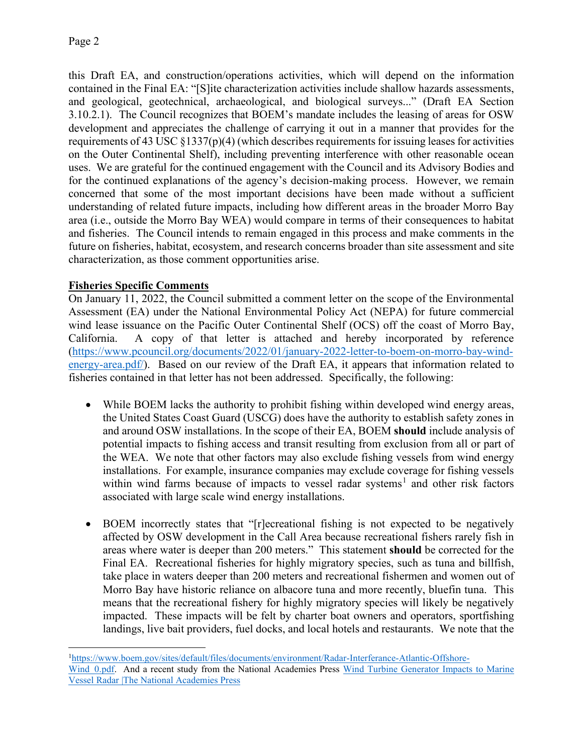this Draft EA, and construction/operations activities, which will depend on the information contained in the Final EA: "[S]ite characterization activities include shallow hazards assessments, and geological, geotechnical, archaeological, and biological surveys..." (Draft EA Section 3.10.2.1). The Council recognizes that BOEM's mandate includes the leasing of areas for OSW development and appreciates the challenge of carrying it out in a manner that provides for the requirements of 43 USC §1337(p)(4) (which describes requirements for issuing leases for activities on the Outer Continental Shelf), including preventing interference with other reasonable ocean uses. We are grateful for the continued engagement with the Council and its Advisory Bodies and for the continued explanations of the agency's decision-making process. However, we remain concerned that some of the most important decisions have been made without a sufficient understanding of related future impacts, including how different areas in the broader Morro Bay area (i.e., outside the Morro Bay WEA) would compare in terms of their consequences to habitat and fisheries. The Council intends to remain engaged in this process and make comments in the future on fisheries, habitat, ecosystem, and research concerns broader than site assessment and site characterization, as those comment opportunities arise.

**Fisheries Specific Comments**

On January 11, 2022, the Council submitted a comment letter on the scope of the Environmental Assessment (EA) under the National Environmental Policy Act (NEPA) for future commercial wind lease issuance on the Pacific Outer Continental Shelf (OCS) off the coast of Morro Bay, California. A copy of that letter is attached and hereby incorporated by reference (https://www.pcouncil.org/documents/2022/01/january-2022-letter-to-boem-on-morro-bay-wind-energy-area.pdf/). Based on our review of the Draft EA, it appears that information related to fisheries contained in that letter has not been addressed. Specifically, the following:

- While BOEM lacks the authority to prohibit fishing within developed wind energy areas, the United States Coast Guard (USCG) does have the authority to establish safety zones in and around OSW installations. In the scope of their EA, BOEM **should** include analysis of potential impacts to fishing access and transit resulting from exclusion from all or part of the WEA. We note that other factors may also exclude fishing vessels from wind energy installations. For example, insurance companies may exclude coverage for fishing vessels within wind farms because of impacts to vessel radar systems[1] and other risk factors associated with large scale wind energy installations.

- BOEM incorrectly states that "[r]ecreational fishing is not expected to be negatively affected by OSW development in the Call Area because recreational fishers rarely fish in areas where water is deeper than 200 meters." This statement **should** be corrected for the Final EA. Recreational fisheries for highly migratory species, such as tuna and billfish, take place in waters deeper than 200 meters and recreational fishermen and women out of Morro Bay have historic reliance on albacore tuna and more recently, bluefin tuna. This means that the recreational fishery for highly migratory species will likely be negatively impacted. These impacts will be felt by charter boat owners and operators, sportfishing landings, live bait providers, fuel docks, and local hotels and restaurants. We note that the

---

[1] https://www.boem.gov/sites/default/files/documents/environment/Radar-Interferance-Atlantic-Offshore-Wind_0.pdf. And a recent study from the National Academies Press Wind Turbine Generator Impacts to Marine Vessel Radar |The National Academies Press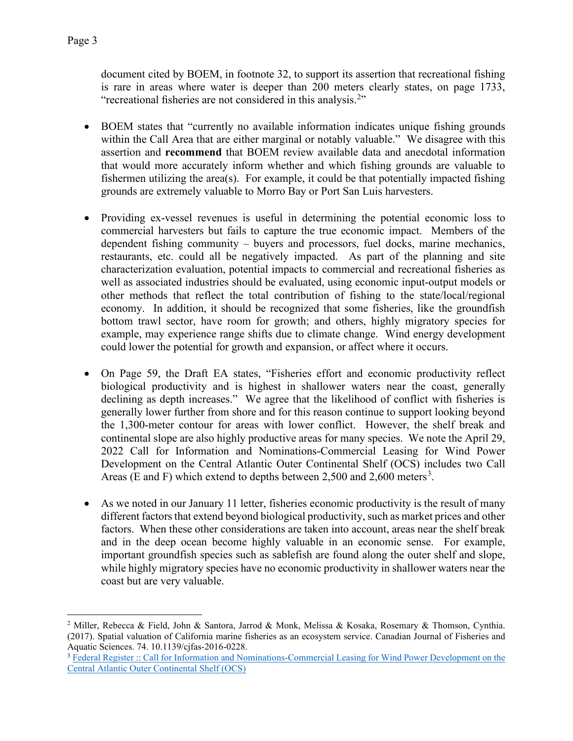document cited by BOEM, in footnote 32, to support its assertion that recreational fishing is rare in areas where water is deeper than 200 meters clearly states, on page 1733, "recreational fisheries are not considered in this analysis.[2]"

- BOEM states that "currently no available information indicates unique fishing grounds within the Call Area that are either marginal or notably valuable." We disagree with this assertion and **recommend** that BOEM review available data and anecdotal information that would more accurately inform whether and which fishing grounds are valuable to fishermen utilizing the area(s). For example, it could be that potentially impacted fishing grounds are extremely valuable to Morro Bay or Port San Luis harvesters.

- Providing ex-vessel revenues is useful in determining the potential economic loss to commercial harvesters but fails to capture the true economic impact. Members of the dependent fishing community – buyers and processors, fuel docks, marine mechanics, restaurants, etc. could all be negatively impacted. As part of the planning and site characterization evaluation, potential impacts to commercial and recreational fisheries as well as associated industries should be evaluated, using economic input-output models or other methods that reflect the total contribution of fishing to the state/local/regional economy. In addition, it should be recognized that some fisheries, like the groundfish bottom trawl sector, have room for growth; and others, highly migratory species for example, may experience range shifts due to climate change. Wind energy development could lower the potential for growth and expansion, or affect where it occurs.

- On Page 59, the Draft EA states, "Fisheries effort and economic productivity reflect biological productivity and is highest in shallower waters near the coast, generally declining as depth increases." We agree that the likelihood of conflict with fisheries is generally lower further from shore and for this reason continue to support looking beyond the 1,300-meter contour for areas with lower conflict. However, the shelf break and continental slope are also highly productive areas for many species. We note the April 29, 2022 Call for Information and Nominations-Commercial Leasing for Wind Power Development on the Central Atlantic Outer Continental Shelf (OCS) includes two Call Areas (E and F) which extend to depths between 2,500 and 2,600 meters[3].

- As we noted in our January 11 letter, fisheries economic productivity is the result of many different factors that extend beyond biological productivity, such as market prices and other factors. When these other considerations are taken into account, areas near the shelf break and in the deep ocean become highly valuable in an economic sense. For example, important groundfish species such as sablefish are found along the outer shelf and slope, while highly migratory species have no economic productivity in shallower waters near the coast but are very valuable.

---

[2] Miller, Rebecca & Field, John & Santora, Jarrod & Monk, Melissa & Kosaka, Rosemary & Thomson, Cynthia. (2017). Spatial valuation of California marine fisheries as an ecosystem service. Canadian Journal of Fisheries and Aquatic Sciences. 74. 10.1139/cjfas-2016-0228.

[3] Federal Register :: Call for Information and Nominations-Commercial Leasing for Wind Power Development on the Central Atlantic Outer Continental Shelf (OCS)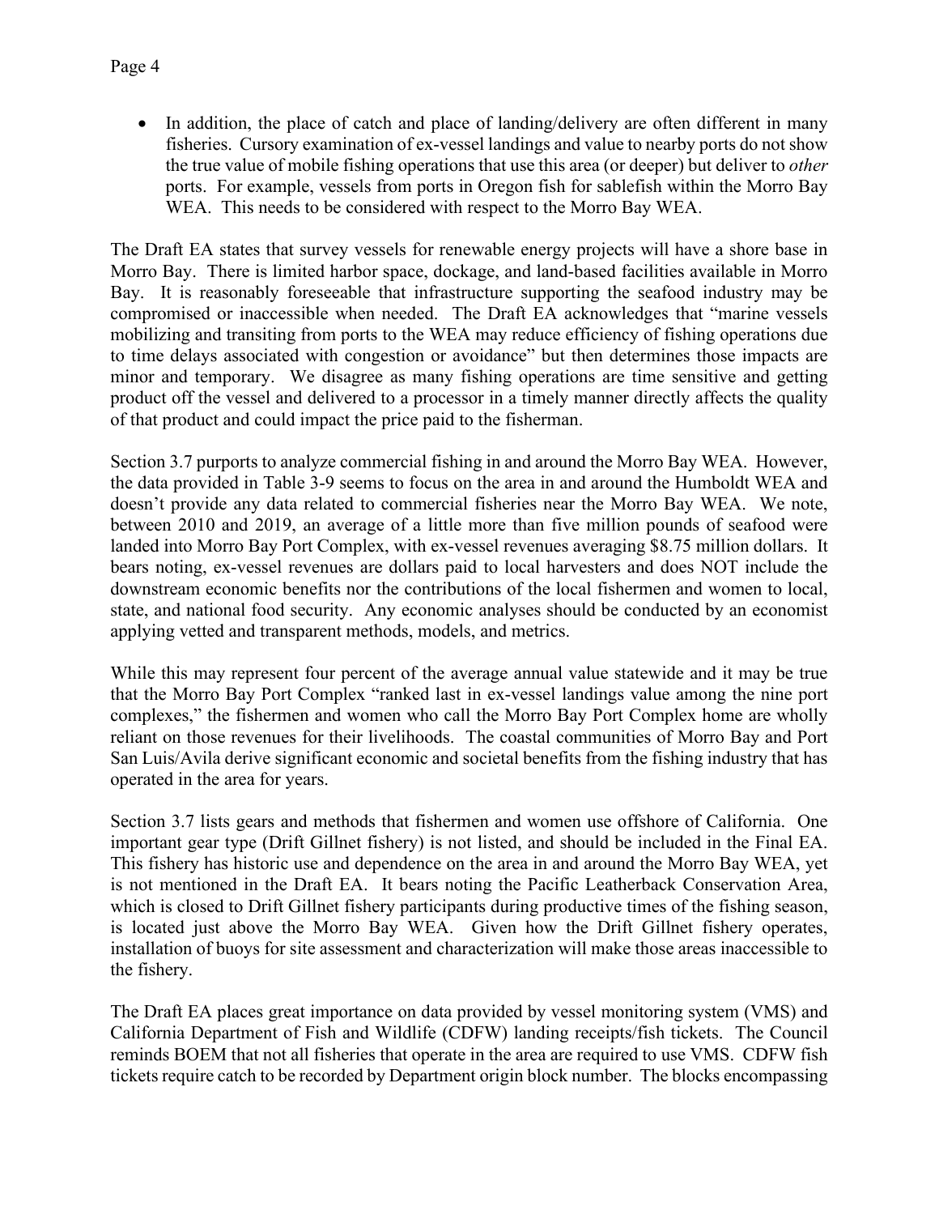- In addition, the place of catch and place of landing/delivery are often different in many fisheries. Cursory examination of ex-vessel landings and value to nearby ports do not show the true value of mobile fishing operations that use this area (or deeper) but deliver to *other* ports. For example, vessels from ports in Oregon fish for sablefish within the Morro Bay WEA. This needs to be considered with respect to the Morro Bay WEA.

The Draft EA states that survey vessels for renewable energy projects will have a shore base in Morro Bay. There is limited harbor space, dockage, and land-based facilities available in Morro Bay. It is reasonably foreseeable that infrastructure supporting the seafood industry may be compromised or inaccessible when needed. The Draft EA acknowledges that "marine vessels mobilizing and transiting from ports to the WEA may reduce efficiency of fishing operations due to time delays associated with congestion or avoidance" but then determines those impacts are minor and temporary. We disagree as many fishing operations are time sensitive and getting product off the vessel and delivered to a processor in a timely manner directly affects the quality of that product and could impact the price paid to the fisherman.

Section 3.7 purports to analyze commercial fishing in and around the Morro Bay WEA. However, the data provided in Table 3-9 seems to focus on the area in and around the Humboldt WEA and doesn't provide any data related to commercial fisheries near the Morro Bay WEA. We note, between 2010 and 2019, an average of a little more than five million pounds of seafood were landed into Morro Bay Port Complex, with ex-vessel revenues averaging $8.75 million dollars. It bears noting, ex-vessel revenues are dollars paid to local harvesters and does NOT include the downstream economic benefits nor the contributions of the local fishermen and women to local, state, and national food security. Any economic analyses should be conducted by an economist applying vetted and transparent methods, models, and metrics.

While this may represent four percent of the average annual value statewide and it may be true that the Morro Bay Port Complex "ranked last in ex-vessel landings value among the nine port complexes," the fishermen and women who call the Morro Bay Port Complex home are wholly reliant on those revenues for their livelihoods. The coastal communities of Morro Bay and Port San Luis/Avila derive significant economic and societal benefits from the fishing industry that has operated in the area for years.

Section 3.7 lists gears and methods that fishermen and women use offshore of California. One important gear type (Drift Gillnet fishery) is not listed, and should be included in the Final EA. This fishery has historic use and dependence on the area in and around the Morro Bay WEA, yet is not mentioned in the Draft EA. It bears noting the Pacific Leatherback Conservation Area, which is closed to Drift Gillnet fishery participants during productive times of the fishing season, is located just above the Morro Bay WEA. Given how the Drift Gillnet fishery operates, installation of buoys for site assessment and characterization will make those areas inaccessible to the fishery.

The Draft EA places great importance on data provided by vessel monitoring system (VMS) and California Department of Fish and Wildlife (CDFW) landing receipts/fish tickets. The Council reminds BOEM that not all fisheries that operate in the area are required to use VMS. CDFW fish tickets require catch to be recorded by Department origin block number. The blocks encompassing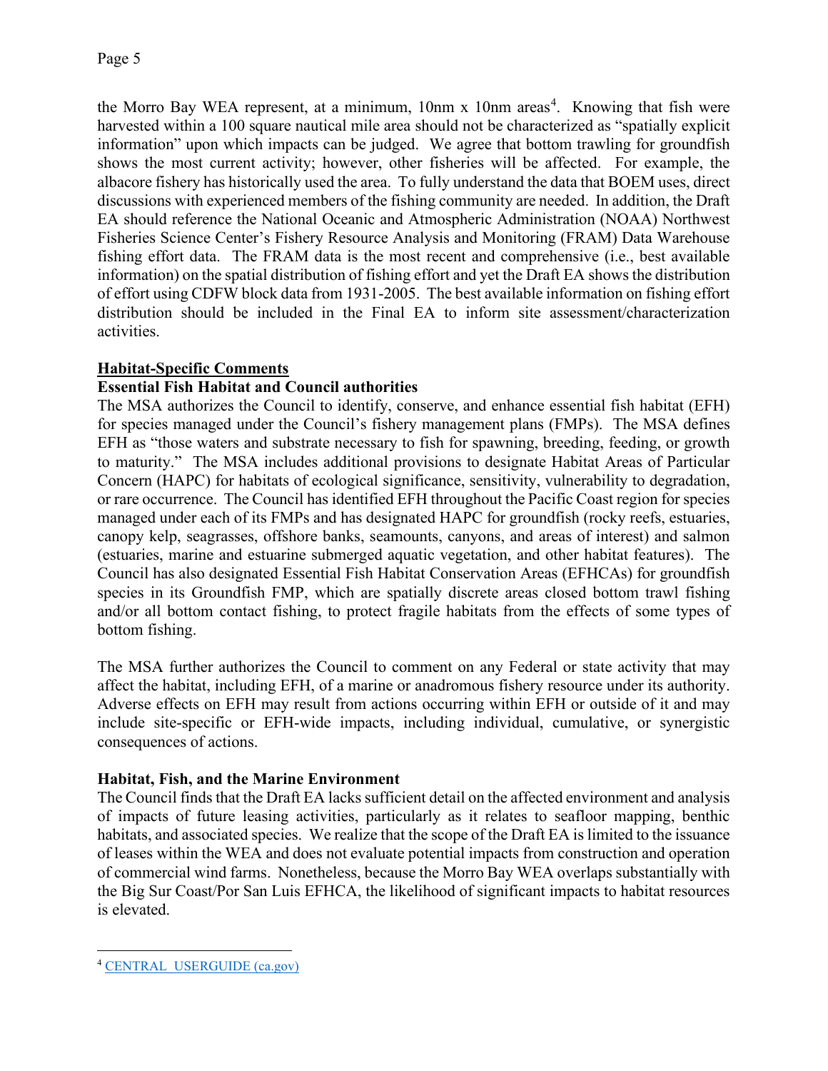the Morro Bay WEA represent, at a minimum, 10nm x 10nm areas[4]. Knowing that fish were harvested within a 100 square nautical mile area should not be characterized as "spatially explicit information" upon which impacts can be judged. We agree that bottom trawling for groundfish shows the most current activity; however, other fisheries will be affected. For example, the albacore fishery has historically used the area. To fully understand the data that BOEM uses, direct discussions with experienced members of the fishing community are needed. In addition, the Draft EA should reference the National Oceanic and Atmospheric Administration (NOAA) Northwest Fisheries Science Center's Fishery Resource Analysis and Monitoring (FRAM) Data Warehouse fishing effort data. The FRAM data is the most recent and comprehensive (i.e., best available information) on the spatial distribution of fishing effort and yet the Draft EA shows the distribution of effort using CDFW block data from 1931-2005. The best available information on fishing effort distribution should be included in the Final EA to inform site assessment/characterization activities.

## Habitat-Specific Comments

### Essential Fish Habitat and Council authorities

The MSA authorizes the Council to identify, conserve, and enhance essential fish habitat (EFH) for species managed under the Council's fishery management plans (FMPs). The MSA defines EFH as "those waters and substrate necessary to fish for spawning, breeding, feeding, or growth to maturity." The MSA includes additional provisions to designate Habitat Areas of Particular Concern (HAPC) for habitats of ecological significance, sensitivity, vulnerability to degradation, or rare occurrence. The Council has identified EFH throughout the Pacific Coast region for species managed under each of its FMPs and has designated HAPC for groundfish (rocky reefs, estuaries, canopy kelp, seagrasses, offshore banks, seamounts, canyons, and areas of interest) and salmon (estuaries, marine and estuarine submerged aquatic vegetation, and other habitat features). The Council has also designated Essential Fish Habitat Conservation Areas (EFHCAs) for groundfish species in its Groundfish FMP, which are spatially discrete areas closed bottom trawl fishing and/or all bottom contact fishing, to protect fragile habitats from the effects of some types of bottom fishing.

The MSA further authorizes the Council to comment on any Federal or state activity that may affect the habitat, including EFH, of a marine or anadromous fishery resource under its authority. Adverse effects on EFH may result from actions occurring within EFH or outside of it and may include site-specific or EFH-wide impacts, including individual, cumulative, or synergistic consequences of actions.

### Habitat, Fish, and the Marine Environment

The Council finds that the Draft EA lacks sufficient detail on the affected environment and analysis of impacts of future leasing activities, particularly as it relates to seafloor mapping, benthic habitats, and associated species. We realize that the scope of the Draft EA is limited to the issuance of leases within the WEA and does not evaluate potential impacts from construction and operation of commercial wind farms. Nonetheless, because the Morro Bay WEA overlaps substantially with the Big Sur Coast/Por San Luis EFHCA, the likelihood of significant impacts to habitat resources is elevated.

[4] CENTRAL_USERGUIDE (ca.gov)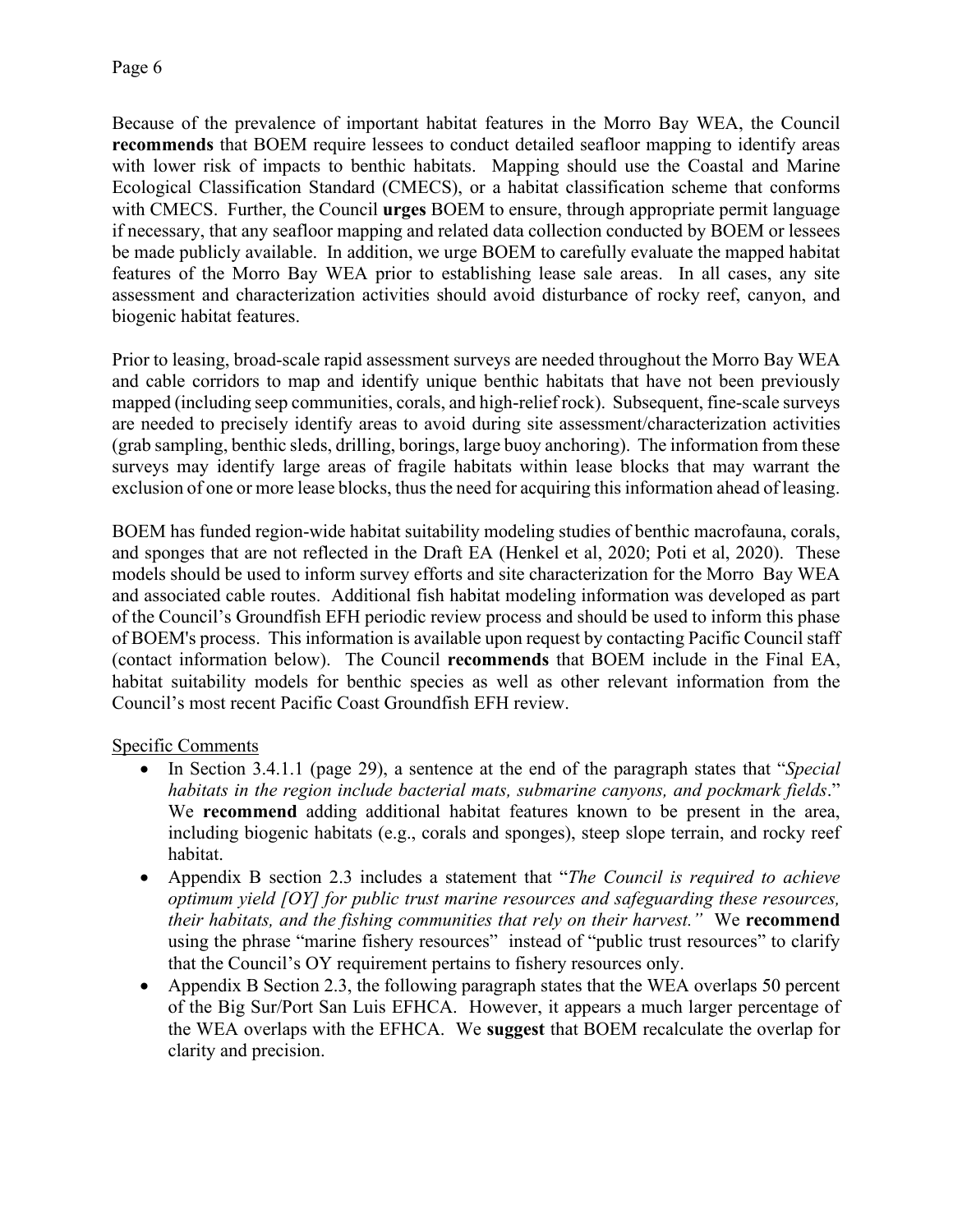Because of the prevalence of important habitat features in the Morro Bay WEA, the Council **recommends** that BOEM require lessees to conduct detailed seafloor mapping to identify areas with lower risk of impacts to benthic habitats. Mapping should use the Coastal and Marine Ecological Classification Standard (CMECS), or a habitat classification scheme that conforms with CMECS. Further, the Council **urges** BOEM to ensure, through appropriate permit language if necessary, that any seafloor mapping and related data collection conducted by BOEM or lessees be made publicly available. In addition, we urge BOEM to carefully evaluate the mapped habitat features of the Morro Bay WEA prior to establishing lease sale areas. In all cases, any site assessment and characterization activities should avoid disturbance of rocky reef, canyon, and biogenic habitat features.

Prior to leasing, broad-scale rapid assessment surveys are needed throughout the Morro Bay WEA and cable corridors to map and identify unique benthic habitats that have not been previously mapped (including seep communities, corals, and high-relief rock). Subsequent, fine-scale surveys are needed to precisely identify areas to avoid during site assessment/characterization activities (grab sampling, benthic sleds, drilling, borings, large buoy anchoring). The information from these surveys may identify large areas of fragile habitats within lease blocks that may warrant the exclusion of one or more lease blocks, thus the need for acquiring this information ahead of leasing.

BOEM has funded region-wide habitat suitability modeling studies of benthic macrofauna, corals, and sponges that are not reflected in the Draft EA (Henkel et al, 2020; Poti et al, 2020). These models should be used to inform survey efforts and site characterization for the Morro Bay WEA and associated cable routes. Additional fish habitat modeling information was developed as part of the Council's Groundfish EFH periodic review process and should be used to inform this phase of BOEM's process. This information is available upon request by contacting Pacific Council staff (contact information below). The Council **recommends** that BOEM include in the Final EA, habitat suitability models for benthic species as well as other relevant information from the Council's most recent Pacific Coast Groundfish EFH review.

Specific Comments

- In Section 3.4.1.1 (page 29), a sentence at the end of the paragraph states that "*Special habitats in the region include bacterial mats, submarine canyons, and pockmark fields*." We **recommend** adding additional habitat features known to be present in the area, including biogenic habitats (e.g., corals and sponges), steep slope terrain, and rocky reef habitat.
- Appendix B section 2.3 includes a statement that "*The Council is required to achieve optimum yield [OY] for public trust marine resources and safeguarding these resources, their habitats, and the fishing communities that rely on their harvest.*" We **recommend** using the phrase "marine fishery resources" instead of "public trust resources" to clarify that the Council's OY requirement pertains to fishery resources only.
- Appendix B Section 2.3, the following paragraph states that the WEA overlaps 50 percent of the Big Sur/Port San Luis EFHCA. However, it appears a much larger percentage of the WEA overlaps with the EFHCA. We **suggest** that BOEM recalculate the overlap for clarity and precision.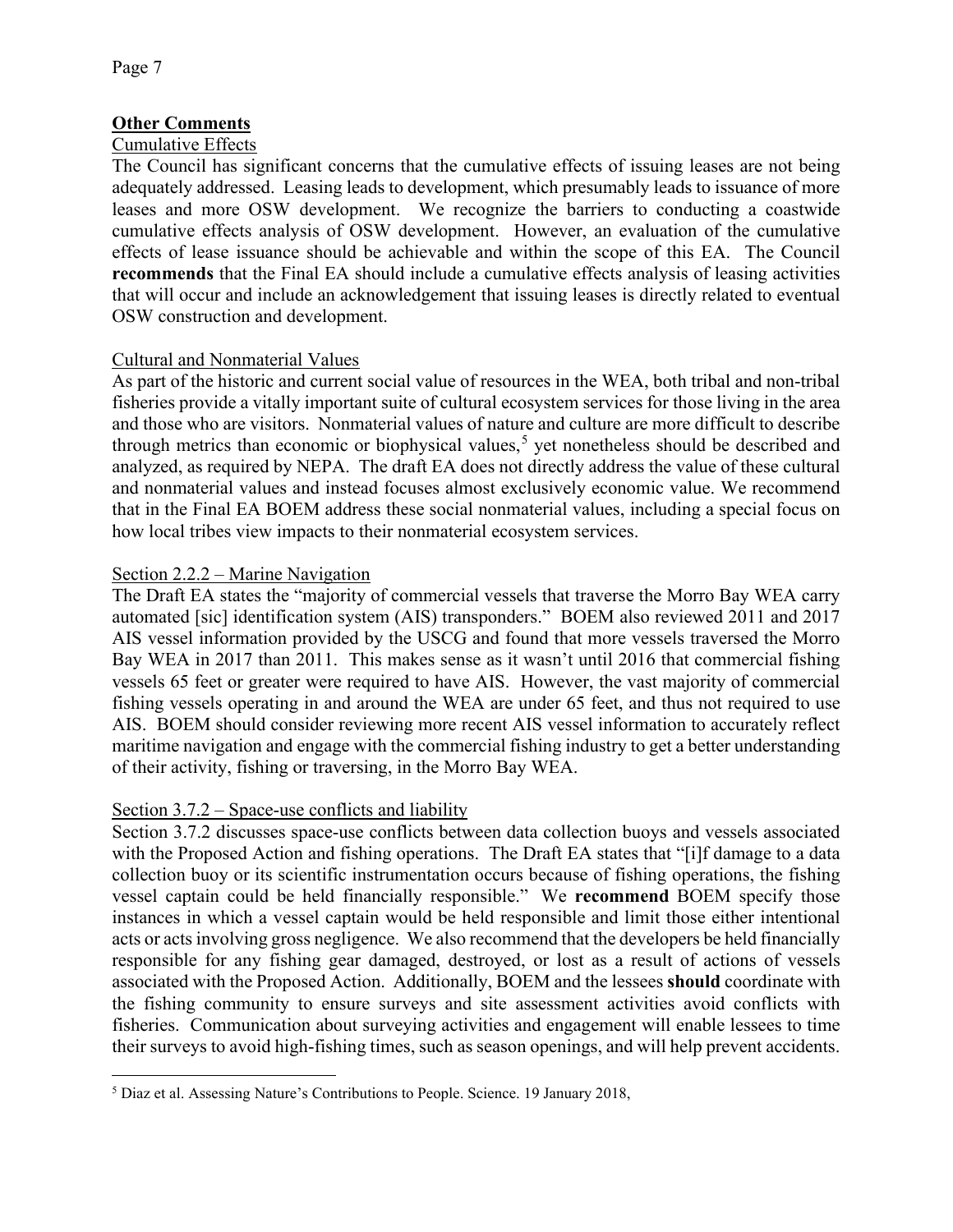## **Other Comments**

### Cumulative Effects

The Council has significant concerns that the cumulative effects of issuing leases are not being adequately addressed. Leasing leads to development, which presumably leads to issuance of more leases and more OSW development. We recognize the barriers to conducting a coastwide cumulative effects analysis of OSW development. However, an evaluation of the cumulative effects of lease issuance should be achievable and within the scope of this EA. The Council **recommends** that the Final EA should include a cumulative effects analysis of leasing activities that will occur and include an acknowledgement that issuing leases is directly related to eventual OSW construction and development.

### Cultural and Nonmaterial Values

As part of the historic and current social value of resources in the WEA, both tribal and non-tribal fisheries provide a vitally important suite of cultural ecosystem services for those living in the area and those who are visitors. Nonmaterial values of nature and culture are more difficult to describe through metrics than economic or biophysical values,[5] yet nonetheless should be described and analyzed, as required by NEPA. The draft EA does not directly address the value of these cultural and nonmaterial values and instead focuses almost exclusively economic value. We recommend that in the Final EA BOEM address these social nonmaterial values, including a special focus on how local tribes view impacts to their nonmaterial ecosystem services.

### Section 2.2.2 – Marine Navigation

The Draft EA states the "majority of commercial vessels that traverse the Morro Bay WEA carry automated [sic] identification system (AIS) transponders." BOEM also reviewed 2011 and 2017 AIS vessel information provided by the USCG and found that more vessels traversed the Morro Bay WEA in 2017 than 2011. This makes sense as it wasn't until 2016 that commercial fishing vessels 65 feet or greater were required to have AIS. However, the vast majority of commercial fishing vessels operating in and around the WEA are under 65 feet, and thus not required to use AIS. BOEM should consider reviewing more recent AIS vessel information to accurately reflect maritime navigation and engage with the commercial fishing industry to get a better understanding of their activity, fishing or traversing, in the Morro Bay WEA.

### Section 3.7.2 – Space-use conflicts and liability

Section 3.7.2 discusses space-use conflicts between data collection buoys and vessels associated with the Proposed Action and fishing operations. The Draft EA states that "[i]f damage to a data collection buoy or its scientific instrumentation occurs because of fishing operations, the fishing vessel captain could be held financially responsible." We **recommend** BOEM specify those instances in which a vessel captain would be held responsible and limit those either intentional acts or acts involving gross negligence. We also recommend that the developers be held financially responsible for any fishing gear damaged, destroyed, or lost as a result of actions of vessels associated with the Proposed Action. Additionally, BOEM and the lessees **should** coordinate with the fishing community to ensure surveys and site assessment activities avoid conflicts with fisheries. Communication about surveying activities and engagement will enable lessees to time their surveys to avoid high-fishing times, such as season openings, and will help prevent accidents.

---

[5] Diaz et al. Assessing Nature's Contributions to People. Science. 19 January 2018,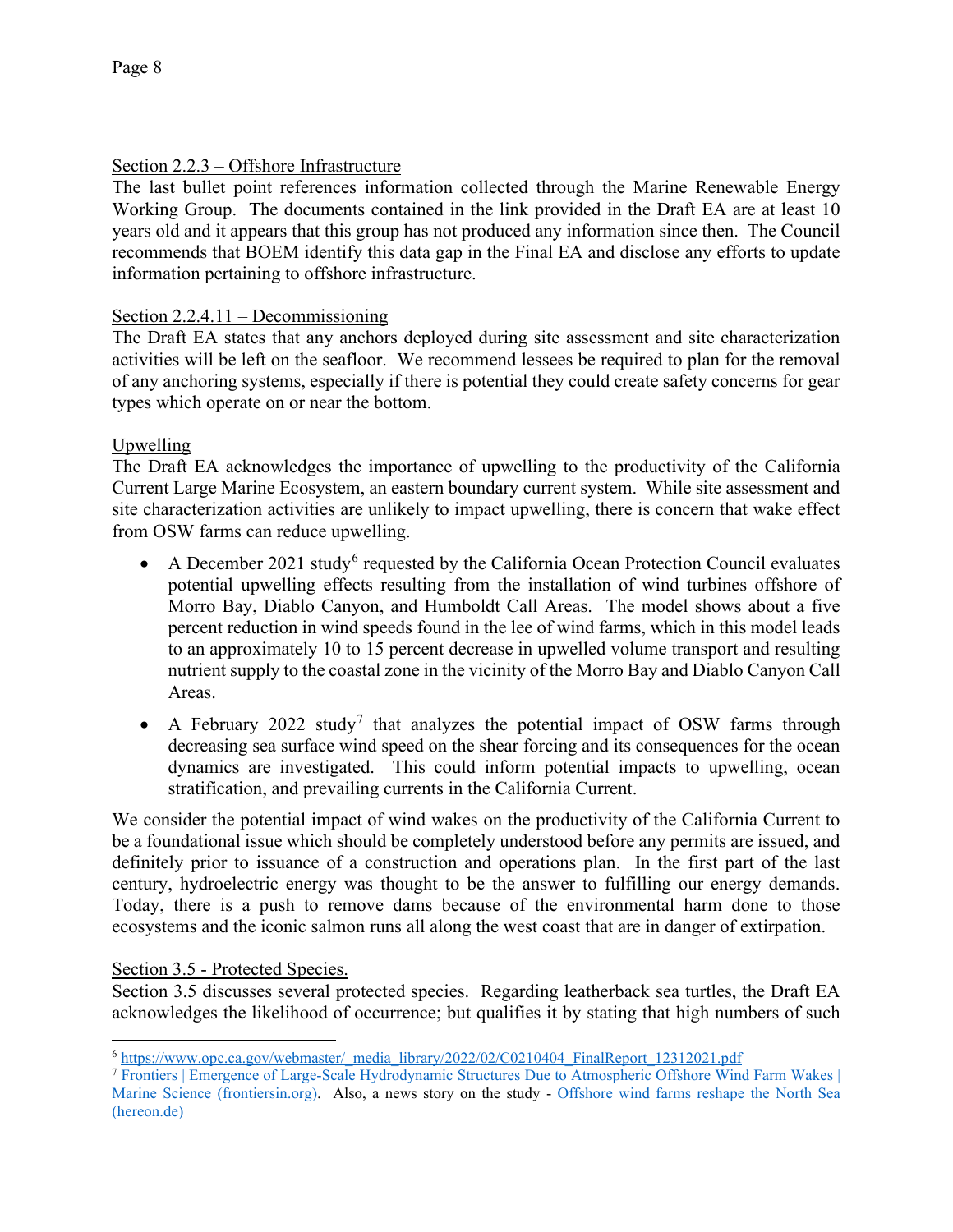Section 2.2.3 – Offshore Infrastructure

The last bullet point references information collected through the Marine Renewable Energy Working Group. The documents contained in the link provided in the Draft EA are at least 10 years old and it appears that this group has not produced any information since then. The Council recommends that BOEM identify this data gap in the Final EA and disclose any efforts to update information pertaining to offshore infrastructure.

Section 2.2.4.11 – Decommissioning

The Draft EA states that any anchors deployed during site assessment and site characterization activities will be left on the seafloor. We recommend lessees be required to plan for the removal of any anchoring systems, especially if there is potential they could create safety concerns for gear types which operate on or near the bottom.

Upwelling

The Draft EA acknowledges the importance of upwelling to the productivity of the California Current Large Marine Ecosystem, an eastern boundary current system. While site assessment and site characterization activities are unlikely to impact upwelling, there is concern that wake effect from OSW farms can reduce upwelling.

- A December 2021 study[6] requested by the California Ocean Protection Council evaluates potential upwelling effects resulting from the installation of wind turbines offshore of Morro Bay, Diablo Canyon, and Humboldt Call Areas. The model shows about a five percent reduction in wind speeds found in the lee of wind farms, which in this model leads to an approximately 10 to 15 percent decrease in upwelled volume transport and resulting nutrient supply to the coastal zone in the vicinity of the Morro Bay and Diablo Canyon Call Areas.
- A February 2022 study[7] that analyzes the potential impact of OSW farms through decreasing sea surface wind speed on the shear forcing and its consequences for the ocean dynamics are investigated. This could inform potential impacts to upwelling, ocean stratification, and prevailing currents in the California Current.

We consider the potential impact of wind wakes on the productivity of the California Current to be a foundational issue which should be completely understood before any permits are issued, and definitely prior to issuance of a construction and operations plan. In the first part of the last century, hydroelectric energy was thought to be the answer to fulfilling our energy demands. Today, there is a push to remove dams because of the environmental harm done to those ecosystems and the iconic salmon runs all along the west coast that are in danger of extirpation.

Section 3.5 - Protected Species.

Section 3.5 discusses several protected species. Regarding leatherback sea turtles, the Draft EA acknowledges the likelihood of occurrence; but qualifies it by stating that high numbers of such

---

[6] https://www.opc.ca.gov/webmaster/_media_library/2022/02/C0210404_FinalReport_12312021.pdf

[7] Frontiers | Emergence of Large-Scale Hydrodynamic Structures Due to Atmospheric Offshore Wind Farm Wakes | Marine Science (frontiersin.org). Also, a news story on the study - Offshore wind farms reshape the North Sea (hereon.de)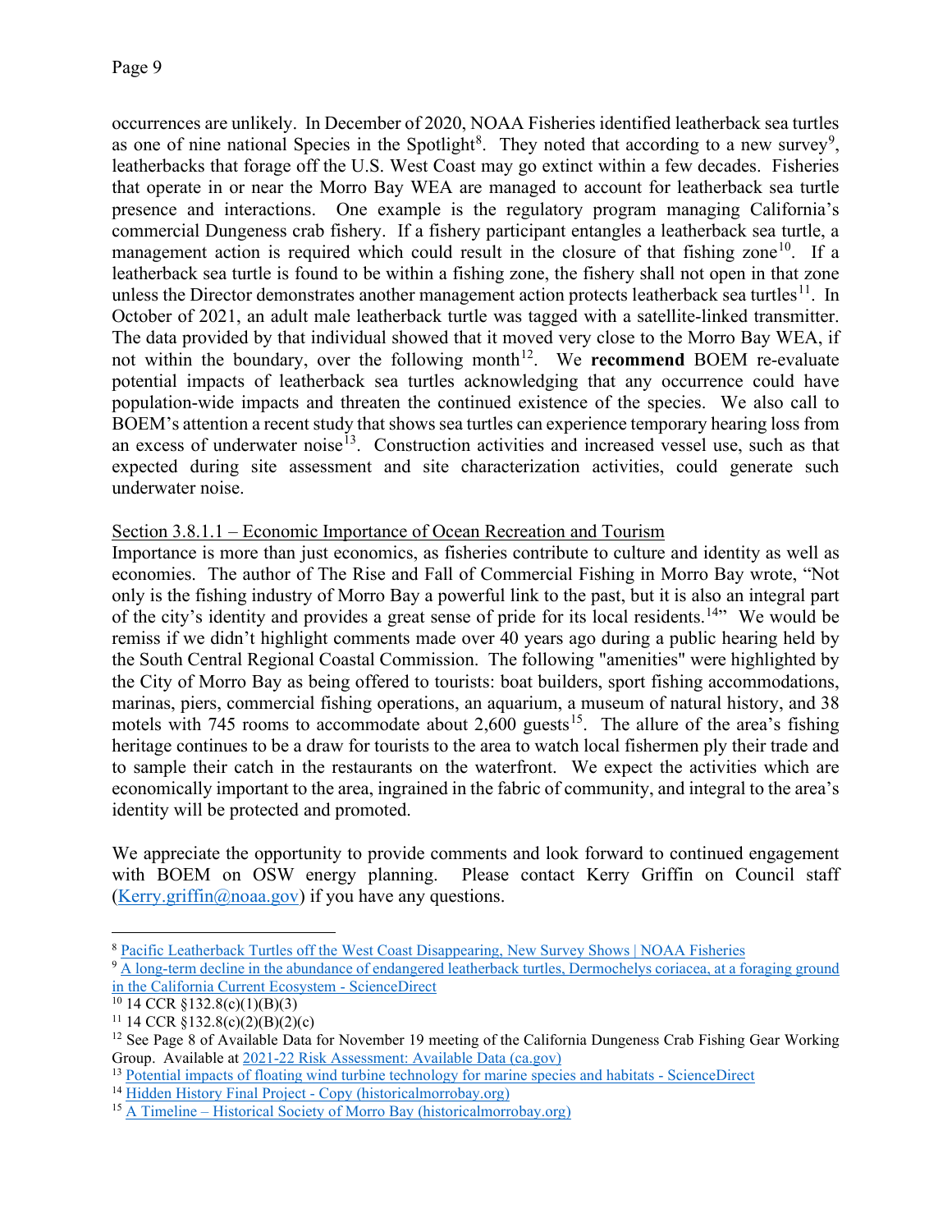occurrences are unlikely. In December of 2020, NOAA Fisheries identified leatherback sea turtles as one of nine national Species in the Spotlight[8]. They noted that according to a new survey[9], leatherbacks that forage off the U.S. West Coast may go extinct within a few decades. Fisheries that operate in or near the Morro Bay WEA are managed to account for leatherback sea turtle presence and interactions. One example is the regulatory program managing California's commercial Dungeness crab fishery. If a fishery participant entangles a leatherback sea turtle, a management action is required which could result in the closure of that fishing zone[10]. If a leatherback sea turtle is found to be within a fishing zone, the fishery shall not open in that zone unless the Director demonstrates another management action protects leatherback sea turtles[11]. In October of 2021, an adult male leatherback turtle was tagged with a satellite-linked transmitter. The data provided by that individual showed that it moved very close to the Morro Bay WEA, if not within the boundary, over the following month[12]. We **recommend** BOEM re-evaluate potential impacts of leatherback sea turtles acknowledging that any occurrence could have population-wide impacts and threaten the continued existence of the species. We also call to BOEM's attention a recent study that shows sea turtles can experience temporary hearing loss from an excess of underwater noise[13]. Construction activities and increased vessel use, such as that expected during site assessment and site characterization activities, could generate such underwater noise.

<u>Section 3.8.1.1 – Economic Importance of Ocean Recreation and Tourism</u>

Importance is more than just economics, as fisheries contribute to culture and identity as well as economies. The author of The Rise and Fall of Commercial Fishing in Morro Bay wrote, "Not only is the fishing industry of Morro Bay a powerful link to the past, but it is also an integral part of the city's identity and provides a great sense of pride for its local residents.[14]" We would be remiss if we didn't highlight comments made over 40 years ago during a public hearing held by the South Central Regional Coastal Commission. The following "amenities" were highlighted by the City of Morro Bay as being offered to tourists: boat builders, sport fishing accommodations, marinas, piers, commercial fishing operations, an aquarium, a museum of natural history, and 38 motels with 745 rooms to accommodate about 2,600 guests[15]. The allure of the area's fishing heritage continues to be a draw for tourists to the area to watch local fishermen ply their trade and to sample their catch in the restaurants on the waterfront. We expect the activities which are economically important to the area, ingrained in the fabric of community, and integral to the area's identity will be protected and promoted.

We appreciate the opportunity to provide comments and look forward to continued engagement with BOEM on OSW energy planning. Please contact Kerry Griffin on Council staff (Kerry.griffin@noaa.gov) if you have any questions.

---

[8] Pacific Leatherback Turtles off the West Coast Disappearing, New Survey Shows | NOAA Fisheries

[9] A long-term decline in the abundance of endangered leatherback turtles, Dermochelys coriacea, at a foraging ground in the California Current Ecosystem - ScienceDirect

[10] 14 CCR §132.8(c)(1)(B)(3)

[11] 14 CCR §132.8(c)(2)(B)(2)(c)

[12] See Page 8 of Available Data for November 19 meeting of the California Dungeness Crab Fishing Gear Working Group. Available at 2021-22 Risk Assessment: Available Data (ca.gov)

[13] Potential impacts of floating wind turbine technology for marine species and habitats - ScienceDirect

[14] Hidden History Final Project - Copy (historicalmorrobay.org)

[15] A Timeline – Historical Society of Morro Bay (historicalmorrobay.org)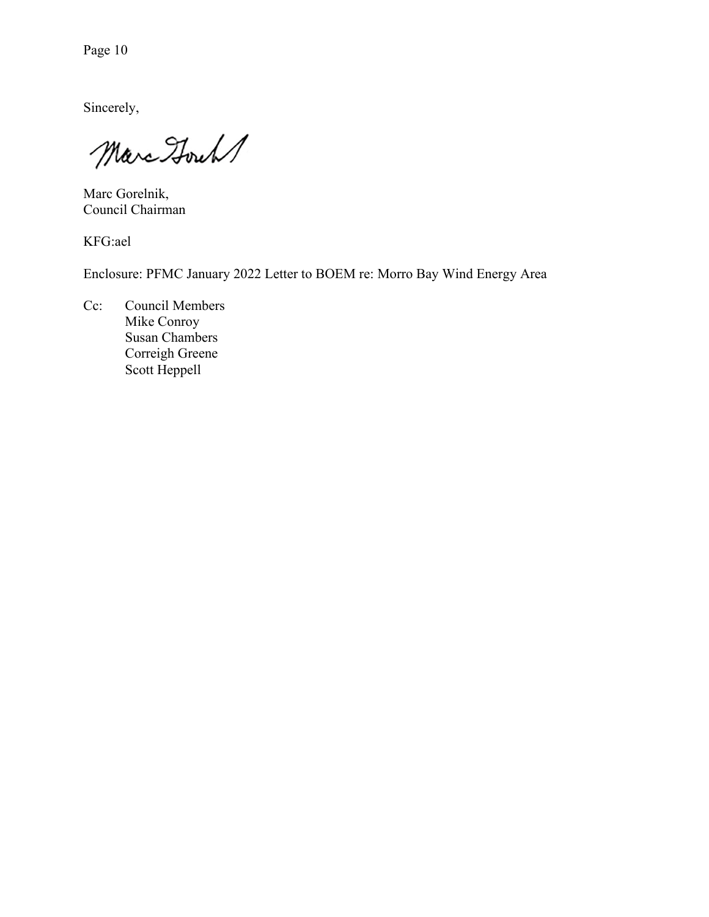Sincerely,

Marc Gorelnik,
Council Chairman

KFG:ael

Enclosure: PFMC January 2022 Letter to BOEM re: Morro Bay Wind Energy Area

Cc: Council Members
Mike Conroy
Susan Chambers
Correigh Greene
Scott Heppell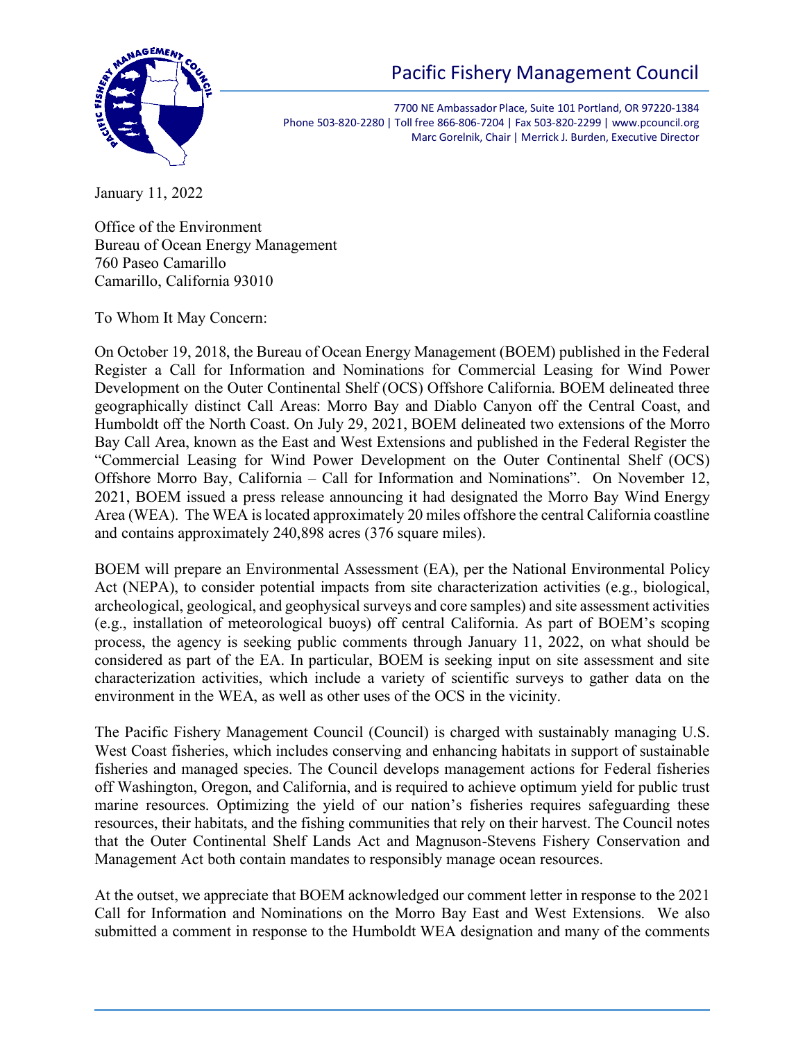# Pacific Fishery Management Council

7700 NE Ambassador Place, Suite 101 Portland, OR 97220-1384
Phone 503-820-2280 | Toll free 866-806-7204 | Fax 503-820-2299 | www.pcouncil.org
Marc Gorelnik, Chair | Merrick J. Burden, Executive Director

January 11, 2022

Office of the Environment
Bureau of Ocean Energy Management
760 Paseo Camarillo
Camarillo, California 93010

To Whom It May Concern:

On October 19, 2018, the Bureau of Ocean Energy Management (BOEM) published in the Federal Register a Call for Information and Nominations for Commercial Leasing for Wind Power Development on the Outer Continental Shelf (OCS) Offshore California. BOEM delineated three geographically distinct Call Areas: Morro Bay and Diablo Canyon off the Central Coast, and Humboldt off the North Coast. On July 29, 2021, BOEM delineated two extensions of the Morro Bay Call Area, known as the East and West Extensions and published in the Federal Register the "Commercial Leasing for Wind Power Development on the Outer Continental Shelf (OCS) Offshore Morro Bay, California – Call for Information and Nominations". On November 12, 2021, BOEM issued a press release announcing it had designated the Morro Bay Wind Energy Area (WEA). The WEA is located approximately 20 miles offshore the central California coastline and contains approximately 240,898 acres (376 square miles).

BOEM will prepare an Environmental Assessment (EA), per the National Environmental Policy Act (NEPA), to consider potential impacts from site characterization activities (e.g., biological, archeological, geological, and geophysical surveys and core samples) and site assessment activities (e.g., installation of meteorological buoys) off central California. As part of BOEM's scoping process, the agency is seeking public comments through January 11, 2022, on what should be considered as part of the EA. In particular, BOEM is seeking input on site assessment and site characterization activities, which include a variety of scientific surveys to gather data on the environment in the WEA, as well as other uses of the OCS in the vicinity.

The Pacific Fishery Management Council (Council) is charged with sustainably managing U.S. West Coast fisheries, which includes conserving and enhancing habitats in support of sustainable fisheries and managed species. The Council develops management actions for Federal fisheries off Washington, Oregon, and California, and is required to achieve optimum yield for public trust marine resources. Optimizing the yield of our nation's fisheries requires safeguarding these resources, their habitats, and the fishing communities that rely on their harvest. The Council notes that the Outer Continental Shelf Lands Act and Magnuson-Stevens Fishery Conservation and Management Act both contain mandates to responsibly manage ocean resources.

At the outset, we appreciate that BOEM acknowledged our comment letter in response to the 2021 Call for Information and Nominations on the Morro Bay East and West Extensions. We also submitted a comment in response to the Humboldt WEA designation and many of the comments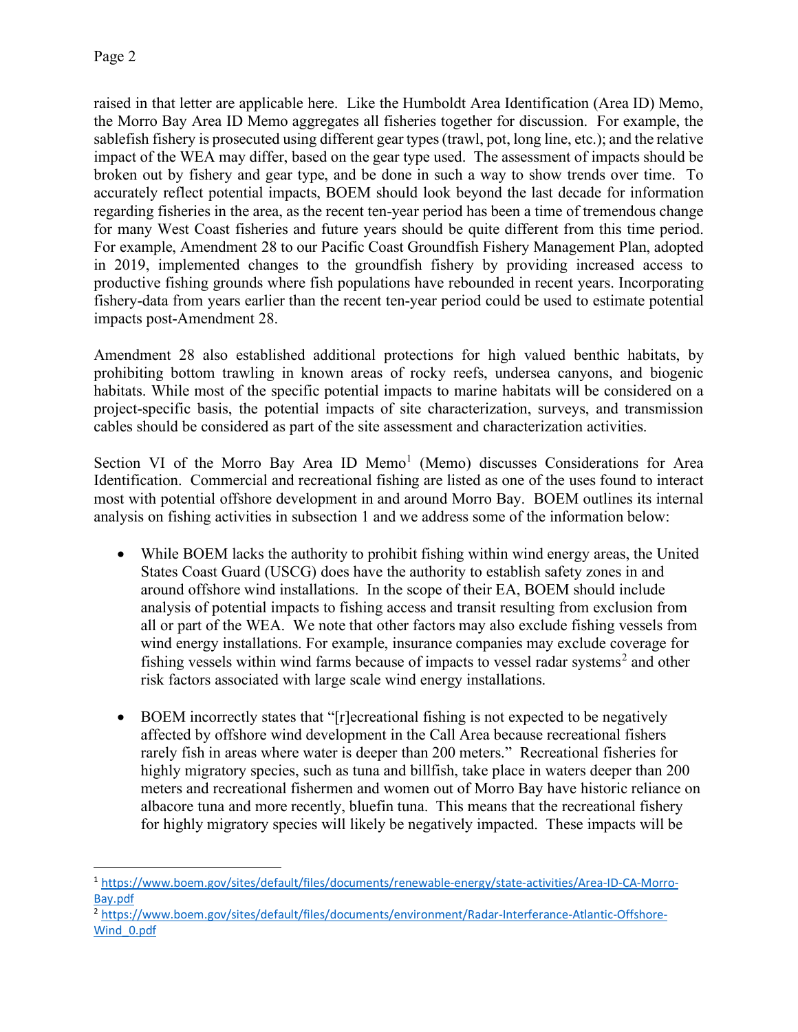raised in that letter are applicable here. Like the Humboldt Area Identification (Area ID) Memo, the Morro Bay Area ID Memo aggregates all fisheries together for discussion. For example, the sablefish fishery is prosecuted using different gear types (trawl, pot, long line, etc.); and the relative impact of the WEA may differ, based on the gear type used. The assessment of impacts should be broken out by fishery and gear type, and be done in such a way to show trends over time. To accurately reflect potential impacts, BOEM should look beyond the last decade for information regarding fisheries in the area, as the recent ten-year period has been a time of tremendous change for many West Coast fisheries and future years should be quite different from this time period. For example, Amendment 28 to our Pacific Coast Groundfish Fishery Management Plan, adopted in 2019, implemented changes to the groundfish fishery by providing increased access to productive fishing grounds where fish populations have rebounded in recent years. Incorporating fishery-data from years earlier than the recent ten-year period could be used to estimate potential impacts post-Amendment 28.

Amendment 28 also established additional protections for high valued benthic habitats, by prohibiting bottom trawling in known areas of rocky reefs, undersea canyons, and biogenic habitats. While most of the specific potential impacts to marine habitats will be considered on a project-specific basis, the potential impacts of site characterization, surveys, and transmission cables should be considered as part of the site assessment and characterization activities.

Section VI of the Morro Bay Area ID Memo[1] (Memo) discusses Considerations for Area Identification. Commercial and recreational fishing are listed as one of the uses found to interact most with potential offshore development in and around Morro Bay. BOEM outlines its internal analysis on fishing activities in subsection 1 and we address some of the information below:

- While BOEM lacks the authority to prohibit fishing within wind energy areas, the United States Coast Guard (USCG) does have the authority to establish safety zones in and around offshore wind installations. In the scope of their EA, BOEM should include analysis of potential impacts to fishing access and transit resulting from exclusion from all or part of the WEA. We note that other factors may also exclude fishing vessels from wind energy installations. For example, insurance companies may exclude coverage for fishing vessels within wind farms because of impacts to vessel radar systems[2] and other risk factors associated with large scale wind energy installations.
- BOEM incorrectly states that "[r]ecreational fishing is not expected to be negatively affected by offshore wind development in the Call Area because recreational fishers rarely fish in areas where water is deeper than 200 meters." Recreational fisheries for highly migratory species, such as tuna and billfish, take place in waters deeper than 200 meters and recreational fishermen and women out of Morro Bay have historic reliance on albacore tuna and more recently, bluefin tuna. This means that the recreational fishery for highly migratory species will likely be negatively impacted. These impacts will be

---

[1] https://www.boem.gov/sites/default/files/documents/renewable-energy/state-activities/Area-ID-CA-Morro-Bay.pdf

[2] https://www.boem.gov/sites/default/files/documents/environment/Radar-Interferance-Atlantic-Offshore-Wind_0.pdf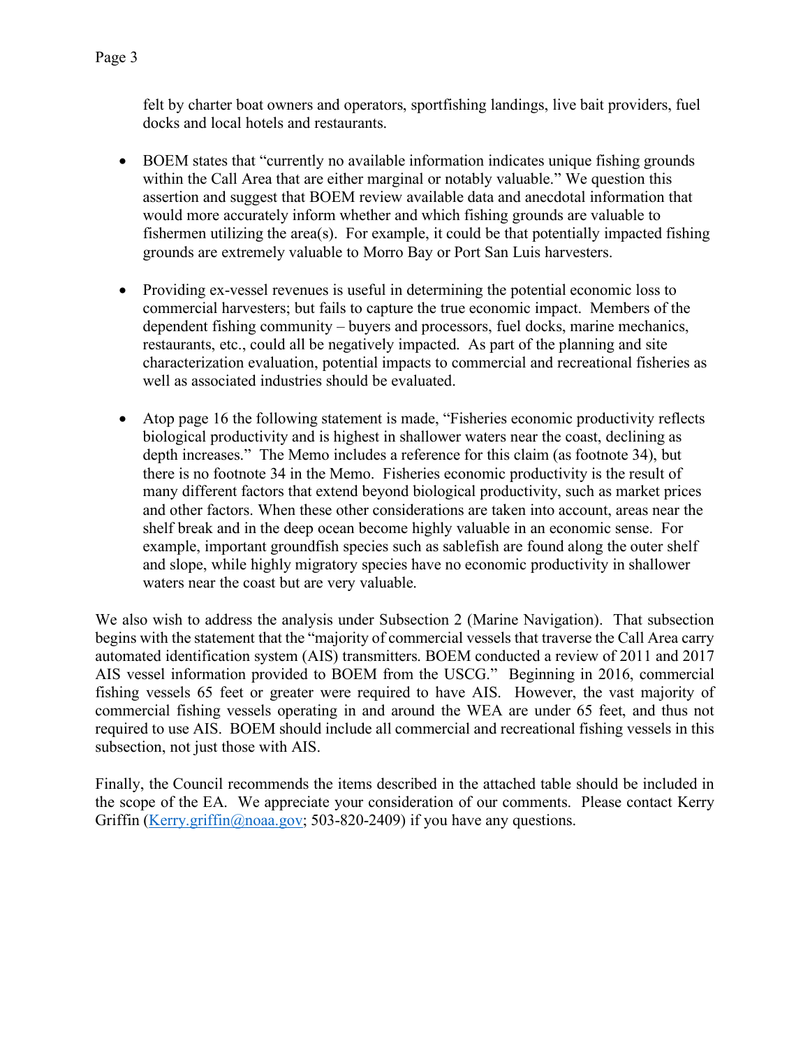felt by charter boat owners and operators, sportfishing landings, live bait providers, fuel docks and local hotels and restaurants.

- BOEM states that "currently no available information indicates unique fishing grounds within the Call Area that are either marginal or notably valuable." We question this assertion and suggest that BOEM review available data and anecdotal information that would more accurately inform whether and which fishing grounds are valuable to fishermen utilizing the area(s). For example, it could be that potentially impacted fishing grounds are extremely valuable to Morro Bay or Port San Luis harvesters.

- Providing ex-vessel revenues is useful in determining the potential economic loss to commercial harvesters; but fails to capture the true economic impact. Members of the dependent fishing community – buyers and processors, fuel docks, marine mechanics, restaurants, etc., could all be negatively impacted. As part of the planning and site characterization evaluation, potential impacts to commercial and recreational fisheries as well as associated industries should be evaluated.

- Atop page 16 the following statement is made, "Fisheries economic productivity reflects biological productivity and is highest in shallower waters near the coast, declining as depth increases." The Memo includes a reference for this claim (as footnote 34), but there is no footnote 34 in the Memo. Fisheries economic productivity is the result of many different factors that extend beyond biological productivity, such as market prices and other factors. When these other considerations are taken into account, areas near the shelf break and in the deep ocean become highly valuable in an economic sense. For example, important groundfish species such as sablefish are found along the outer shelf and slope, while highly migratory species have no economic productivity in shallower waters near the coast but are very valuable.

We also wish to address the analysis under Subsection 2 (Marine Navigation). That subsection begins with the statement that the "majority of commercial vessels that traverse the Call Area carry automated identification system (AIS) transmitters. BOEM conducted a review of 2011 and 2017 AIS vessel information provided to BOEM from the USCG." Beginning in 2016, commercial fishing vessels 65 feet or greater were required to have AIS. However, the vast majority of commercial fishing vessels operating in and around the WEA are under 65 feet, and thus not required to use AIS. BOEM should include all commercial and recreational fishing vessels in this subsection, not just those with AIS.

Finally, the Council recommends the items described in the attached table should be included in the scope of the EA. We appreciate your consideration of our comments. Please contact Kerry Griffin (Kerry.griffin@noaa.gov; 503-820-2409) if you have any questions.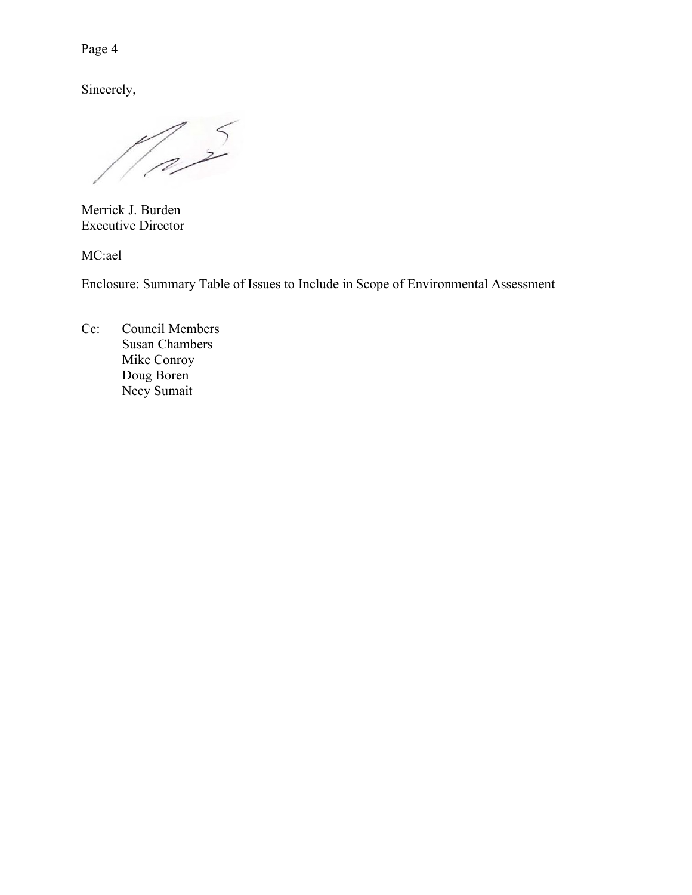Sincerely,

Merrick J. Burden
Executive Director

MC:ael

Enclosure: Summary Table of Issues to Include in Scope of Environmental Assessment

Cc: Council Members
Susan Chambers
Mike Conroy
Doug Boren
Necy Sumait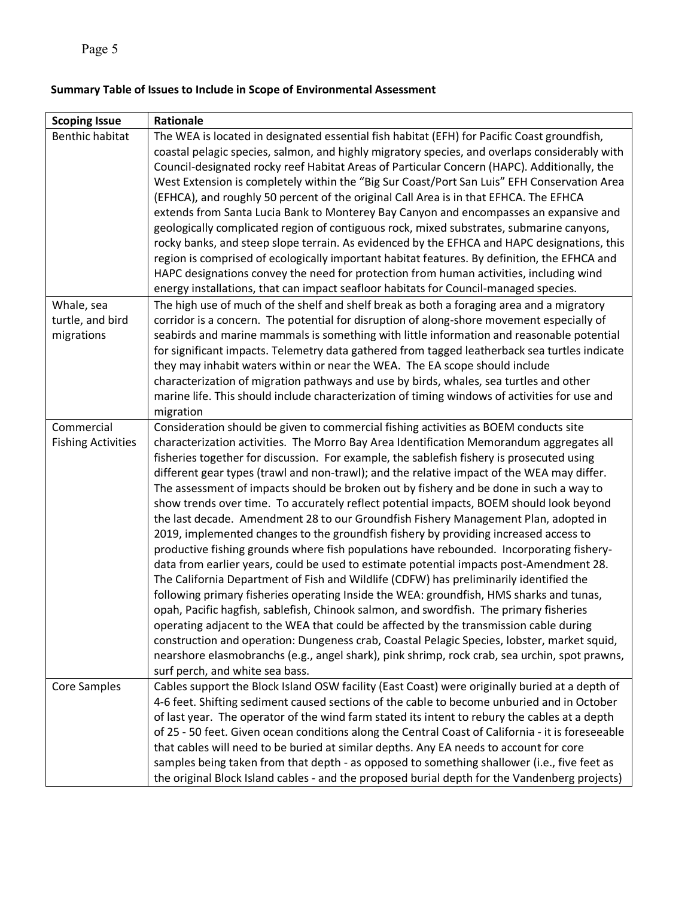**Summary Table of Issues to Include in Scope of Environmental Assessment**

| Scoping Issue | Rationale |
| --- | --- |
| Benthic habitat | The WEA is located in designated essential fish habitat (EFH) for Pacific Coast groundfish, coastal pelagic species, salmon, and highly migratory species, and overlaps considerably with Council-designated rocky reef Habitat Areas of Particular Concern (HAPC). Additionally, the West Extension is completely within the "Big Sur Coast/Port San Luis" EFH Conservation Area (EFHCA), and roughly 50 percent of the original Call Area is in that EFHCA. The EFHCA extends from Santa Lucia Bank to Monterey Bay Canyon and encompasses an expansive and geologically complicated region of contiguous rock, mixed substrates, submarine canyons, rocky banks, and steep slope terrain. As evidenced by the EFHCA and HAPC designations, this region is comprised of ecologically important habitat features. By definition, the EFHCA and HAPC designations convey the need for protection from human activities, including wind energy installations, that can impact seafloor habitats for Council-managed species. |
| Whale, sea turtle, and bird migrations | The high use of much of the shelf and shelf break as both a foraging area and a migratory corridor is a concern. The potential for disruption of along-shore movement especially of seabirds and marine mammals is something with little information and reasonable potential for significant impacts. Telemetry data gathered from tagged leatherback sea turtles indicate they may inhabit waters within or near the WEA. The EA scope should include characterization of migration pathways and use by birds, whales, sea turtles and other marine life. This should include characterization of timing windows of activities for use and migration |
| Commercial Fishing Activities | Consideration should be given to commercial fishing activities as BOEM conducts site characterization activities. The Morro Bay Area Identification Memorandum aggregates all fisheries together for discussion. For example, the sablefish fishery is prosecuted using different gear types (trawl and non-trawl); and the relative impact of the WEA may differ. The assessment of impacts should be broken out by fishery and be done in such a way to show trends over time. To accurately reflect potential impacts, BOEM should look beyond the last decade. Amendment 28 to our Groundfish Fishery Management Plan, adopted in 2019, implemented changes to the groundfish fishery by providing increased access to productive fishing grounds where fish populations have rebounded. Incorporating fishery-data from earlier years, could be used to estimate potential impacts post-Amendment 28. The California Department of Fish and Wildlife (CDFW) has preliminarily identified the following primary fisheries operating Inside the WEA: groundfish, HMS sharks and tunas, opah, Pacific hagfish, sablefish, Chinook salmon, and swordfish. The primary fisheries operating adjacent to the WEA that could be affected by the transmission cable during construction and operation: Dungeness crab, Coastal Pelagic Species, lobster, market squid, nearshore elasmobranchs (e.g., angel shark), pink shrimp, rock crab, sea urchin, spot prawns, surf perch, and white sea bass. |
| Core Samples | Cables support the Block Island OSW facility (East Coast) were originally buried at a depth of 4-6 feet. Shifting sediment caused sections of the cable to become unburied and in October of last year. The operator of the wind farm stated its intent to rebury the cables at a depth of 25 - 50 feet. Given ocean conditions along the Central Coast of California - it is foreseeable that cables will need to be buried at similar depths. Any EA needs to account for core samples being taken from that depth - as opposed to something shallower (i.e., five feet as the original Block Island cables - and the proposed burial depth for the Vandenberg projects) |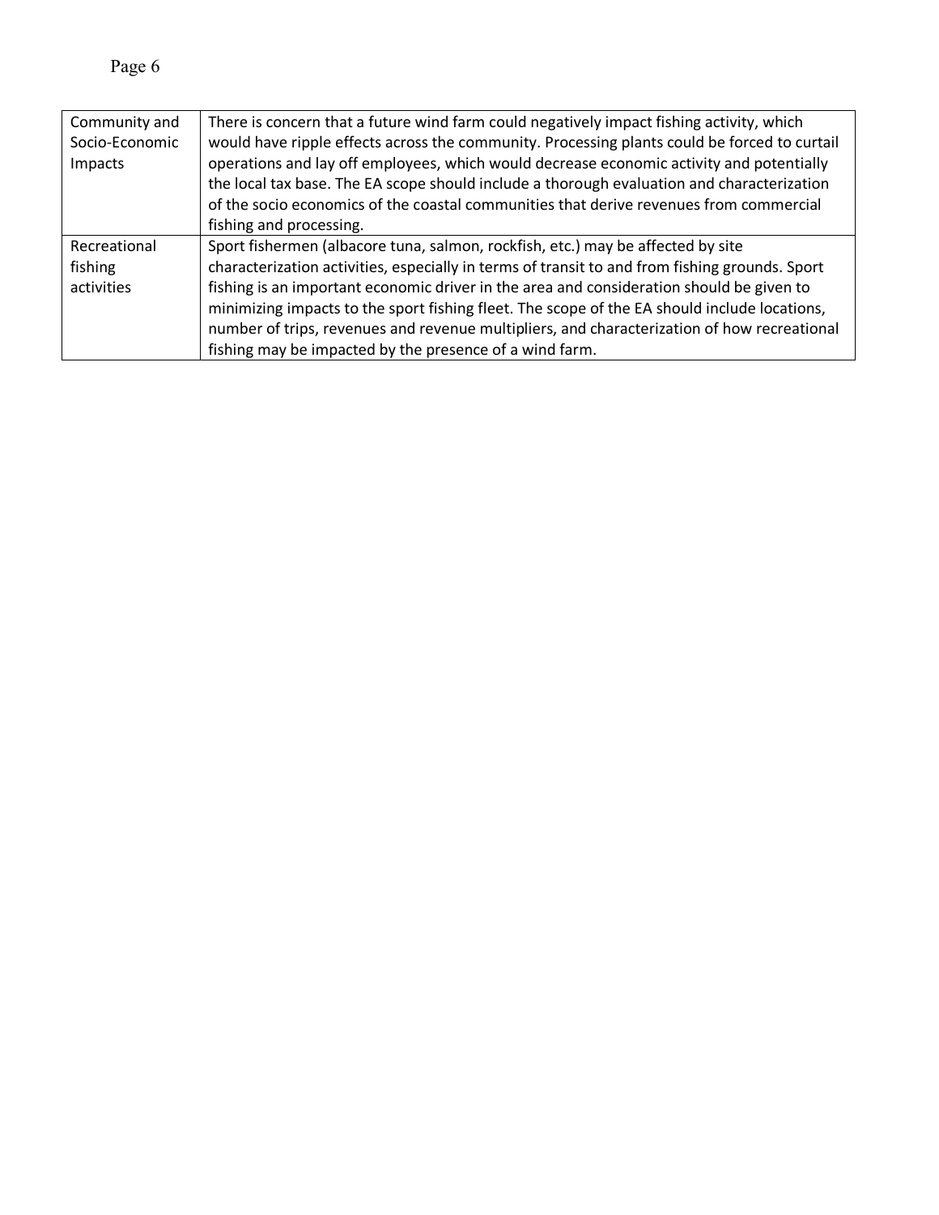| | |
|---|---|
| Community and Socio-Economic Impacts | There is concern that a future wind farm could negatively impact fishing activity, which would have ripple effects across the community. Processing plants could be forced to curtail operations and lay off employees, which would decrease economic activity and potentially the local tax base. The EA scope should include a thorough evaluation and characterization of the socio economics of the coastal communities that derive revenues from commercial fishing and processing. |
| Recreational fishing activities | Sport fishermen (albacore tuna, salmon, rockfish, etc.) may be affected by site characterization activities, especially in terms of transit to and from fishing grounds. Sport fishing is an important economic driver in the area and consideration should be given to minimizing impacts to the sport fishing fleet. The scope of the EA should include locations, number of trips, revenues and revenue multipliers, and characterization of how recreational fishing may be impacted by the presence of a wind farm. |